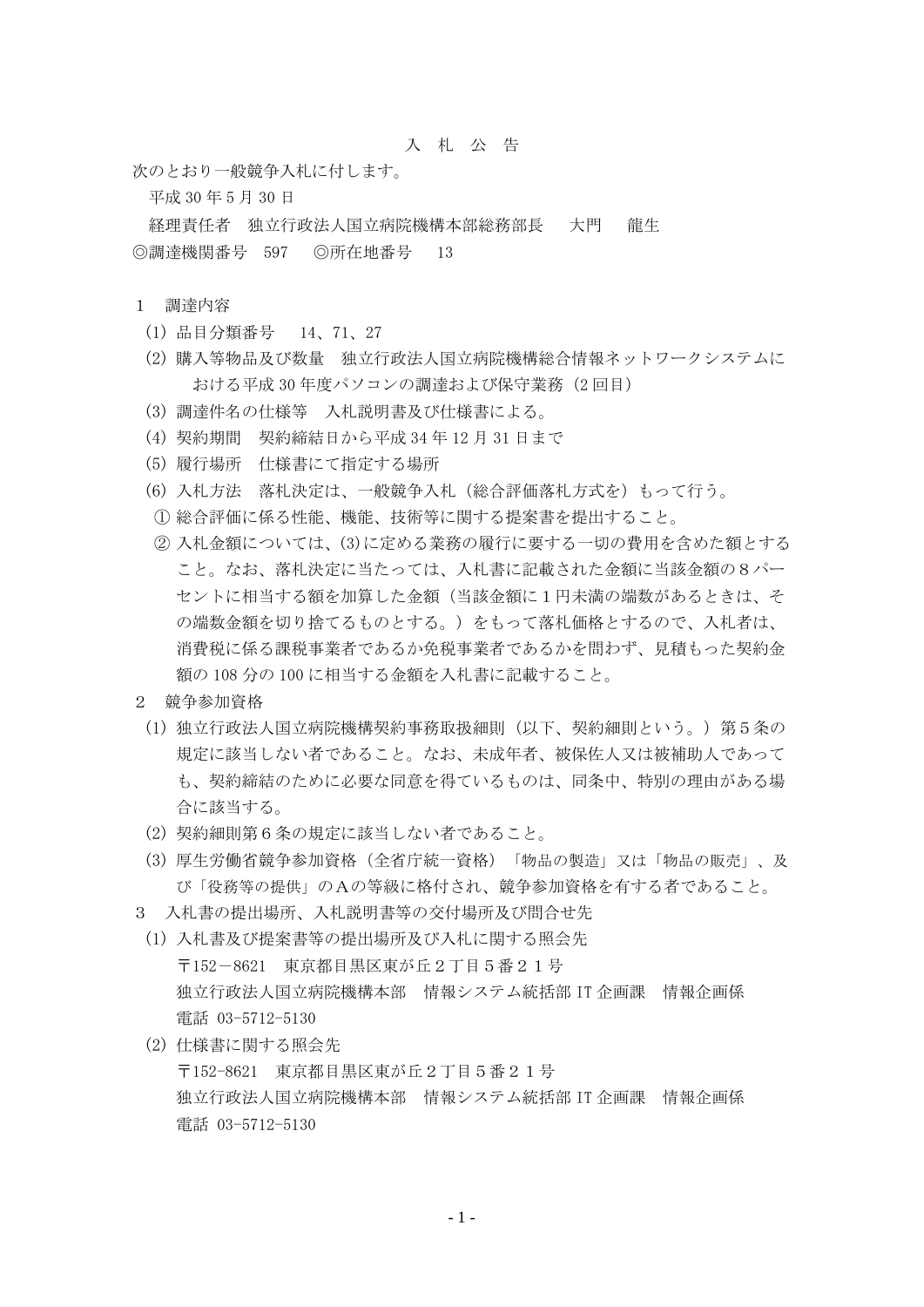# 入 札 公 告

次のとおり一般競争入札に付します。

平成 30 年 5 月 30 日

経理責任者　独立行政法人国立病院機構本部総務部長　　大門　　龍生

◎調達機関番号　597　　◎所在地番号　　13

1　調達内容

(1) 品目分類番号　　14、71、27

(2) 購入等物品及び数量　独立行政法人国立病院機構総合情報ネットワークシステムにおける平成 30 年度パソコンの調達および保守業務（2 回目）

(3) 調達件名の仕様等　入札説明書及び仕様書による。

(4) 契約期間　契約締結日から平成 34 年 12 月 31 日まで

(5) 履行場所　仕様書にて指定する場所

(6) 入札方法　落札決定は、一般競争入札（総合評価落札方式を）もって行う。

① 総合評価に係る性能、機能、技術等に関する提案書を提出すること。

② 入札金額については、(3)に定める業務の履行に要する一切の費用を含めた額とすること。なお、落札決定に当たっては、入札書に記載された金額に当該金額の８パーセントに相当する額を加算した金額（当該金額に１円未満の端数があるときは、その端数金額を切り捨てるものとする。）をもって落札価格とするので、入札者は、消費税に係る課税事業者であるか免税事業者であるかを問わず、見積もった契約金額の 108 分の 100 に相当する金額を入札書に記載すること。

2　競争参加資格

(1) 独立行政法人国立病院機構契約事務取扱細則（以下、契約細則という。）第５条の規定に該当しない者であること。なお、未成年者、被保佐人又は被補助人であっても、契約締結のために必要な同意を得ているものは、同条中、特別の理由がある場合に該当する。

(2) 契約細則第６条の規定に該当しない者であること。

(3) 厚生労働省競争参加資格（全省庁統一資格）「物品の製造」又は「物品の販売」、及び「役務等の提供」のＡの等級に格付され、競争参加資格を有する者であること。

3　入札書の提出場所、入札説明書等の交付場所及び問合せ先

(1) 入札書及び提案書等の提出場所及び入札に関する照会先

〒152－8621　東京都目黒区東が丘２丁目５番２１号

独立行政法人国立病院機構本部　情報システム統括部 IT 企画課　情報企画係

電話 03-5712-5130

(2) 仕様書に関する照会先

〒152-8621　東京都目黒区東が丘２丁目５番２１号

独立行政法人国立病院機構本部　情報システム統括部 IT 企画課　情報企画係

電話 03-5712-5130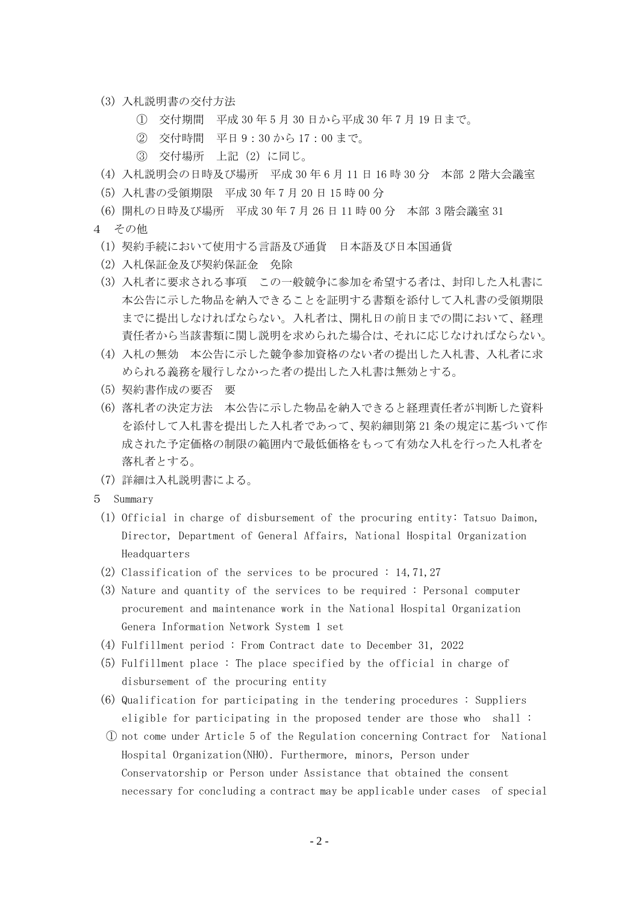(3) 入札説明書の交付方法

① 交付期間　平成 30 年 5 月 30 日から平成 30 年 7 月 19 日まで。

② 交付時間　平日 9：30 から 17：00 まで。

③ 交付場所　上記（2）に同じ。

(4) 入札説明会の日時及び場所　平成 30 年 6 月 11 日 16 時 30 分　本部 2 階大会議室

(5) 入札書の受領期限　平成 30 年 7 月 20 日 15 時 00 分

(6) 開札の日時及び場所　平成 30 年 7 月 26 日 11 時 00 分　本部 3 階会議室 31

4 その他

(1) 契約手続において使用する言語及び通貨　日本語及び日本国通貨

(2) 入札保証金及び契約保証金　免除

(3) 入札者に要求される事項　この一般競争に参加を希望する者は、封印した入札書に本公告に示した物品を納入できることを証明する書類を添付して入札書の受領期限までに提出しなければならない。入札者は、開札日の前日までの間において、経理責任者から当該書類に関し説明を求められた場合は、それに応じなければならない。

(4) 入札の無効　本公告に示した競争参加資格のない者の提出した入札書、入札者に求められる義務を履行しなかった者の提出した入札書は無効とする。

(5) 契約書作成の要否　要

(6) 落札者の決定方法　本公告に示した物品を納入できると経理責任者が判断した資料を添付して入札書を提出した入札者であって、契約細則第 21 条の規定に基づいて作成された予定価格の制限の範囲内で最低価格をもって有効な入札を行った入札者を落札者とする。

(7) 詳細は入札説明書による。

5 Summary

(1) Official in charge of disbursement of the procuring entity: Tatsuo Daimon, Director, Department of General Affairs, National Hospital Organization Headquarters

(2) Classification of the services to be procured : 14,71,27

(3) Nature and quantity of the services to be required : Personal computer procurement and maintenance work in the National Hospital Organization Genera Information Network System 1 set

(4) Fulfillment period : From Contract date to December 31, 2022

(5) Fulfillment place : The place specified by the official in charge of disbursement of the procuring entity

(6) Qualification for participating in the tendering procedures : Suppliers eligible for participating in the proposed tender are those who shall :

① not come under Article 5 of the Regulation concerning Contract for National Hospital Organization(NHO). Furthermore, minors, Person under Conservatorship or Person under Assistance that obtained the consent necessary for concluding a contract may be applicable under cases of special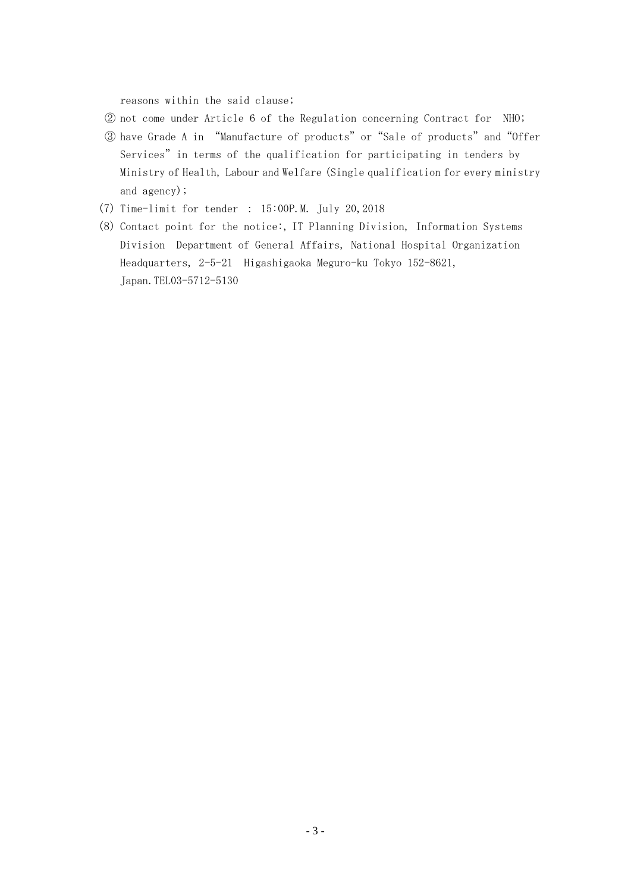reasons within the said clause;

② not come under Article 6 of the Regulation concerning Contract for NHO;

③ have Grade A in "Manufacture of products" or "Sale of products" and "Offer Services" in terms of the qualification for participating in tenders by Ministry of Health, Labour and Welfare (Single qualification for every ministry and agency);

(7) Time-limit for tender : 15:00P.M. July 20,2018

(8) Contact point for the notice:, IT Planning Division, Information Systems Division Department of General Affairs, National Hospital Organization Headquarters, 2-5-21 Higashigaoka Meguro-ku Tokyo 152-8621, Japan.TEL03-5712-5130